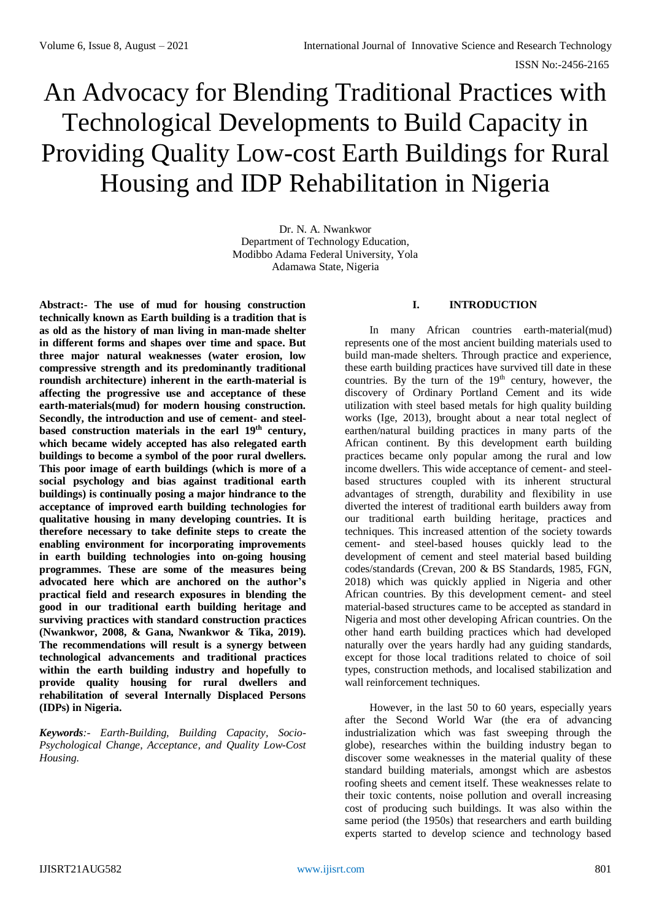# An Advocacy for Blending Traditional Practices with Technological Developments to Build Capacity in Providing Quality Low-cost Earth Buildings for Rural Housing and IDP Rehabilitation in Nigeria

Dr. N. A. Nwankwor
Department of Technology Education,
Modibbo Adama Federal University, Yola
Adamawa State, Nigeria

**Abstract:- The use of mud for housing construction technically known as Earth building is a tradition that is as old as the history of man living in man-made shelter in different forms and shapes over time and space. But three major natural weaknesses (water erosion, low compressive strength and its predominantly traditional roundish architecture) inherent in the earth-material is affecting the progressive use and acceptance of these earth-materials(mud) for modern housing construction. Secondly, the introduction and use of cement- and steel-based construction materials in the earl 19th century, which became widely accepted has also relegated earth buildings to become a symbol of the poor rural dwellers. This poor image of earth buildings (which is more of a social psychology and bias against traditional earth buildings) is continually posing a major hindrance to the acceptance of improved earth building technologies for qualitative housing in many developing countries. It is therefore necessary to take definite steps to create the enabling environment for incorporating improvements in earth building technologies into on-going housing programmes. These are some of the measures being advocated here which are anchored on the author's practical field and research exposures in blending the good in our traditional earth building heritage and surviving practices with standard construction practices (Nwankwor, 2008, & Gana, Nwankwor & Tika, 2019). The recommendations will result is a synergy between technological advancements and traditional practices within the earth building industry and hopefully to provide quality housing for rural dwellers and rehabilitation of several Internally Displaced Persons (IDPs) in Nigeria.**

***Keywords**:- Earth-Building, Building Capacity, Socio-Psychological Change, Acceptance, and Quality Low-Cost Housing.*

## I. INTRODUCTION

In many African countries earth-material(mud) represents one of the most ancient building materials used to build man-made shelters. Through practice and experience, these earth building practices have survived till date in these countries. By the turn of the 19th century, however, the discovery of Ordinary Portland Cement and its wide utilization with steel based metals for high quality building works (Ige, 2013), brought about a near total neglect of earthen/natural building practices in many parts of the African continent. By this development earth building practices became only popular among the rural and low income dwellers. This wide acceptance of cement- and steel-based structures coupled with its inherent structural advantages of strength, durability and flexibility in use diverted the interest of traditional earth builders away from our traditional earth building heritage, practices and techniques. This increased attention of the society towards cement- and steel-based houses quickly lead to the development of cement and steel material based building codes/standards (Crevan, 200 & BS Standards, 1985, FGN, 2018) which was quickly applied in Nigeria and other African countries. By this development cement- and steel material-based structures came to be accepted as standard in Nigeria and most other developing African countries. On the other hand earth building practices which had developed naturally over the years hardly had any guiding standards, except for those local traditions related to choice of soil types, construction methods, and localised stabilization and wall reinforcement techniques.

However, in the last 50 to 60 years, especially years after the Second World War (the era of advancing industrialization which was fast sweeping through the globe), researches within the building industry began to discover some weaknesses in the material quality of these standard building materials, amongst which are asbestos roofing sheets and cement itself. These weaknesses relate to their toxic contents, noise pollution and overall increasing cost of producing such buildings. It was also within the same period (the 1950s) that researchers and earth building experts started to develop science and technology based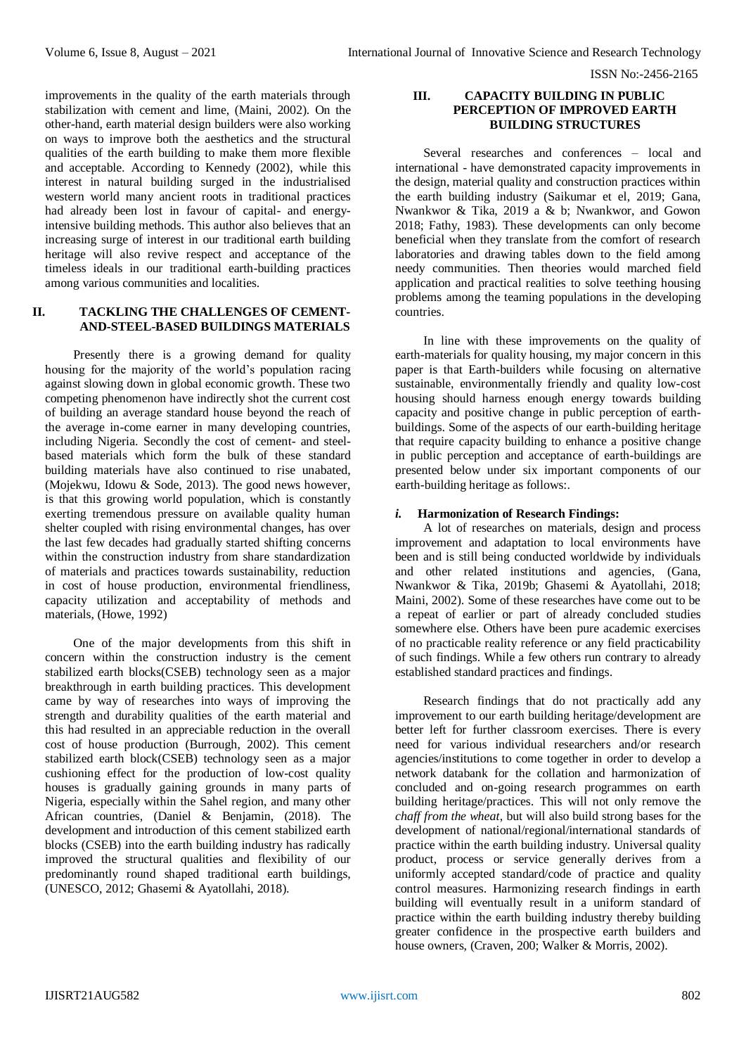improvements in the quality of the earth materials through stabilization with cement and lime, (Maini, 2002). On the other-hand, earth material design builders were also working on ways to improve both the aesthetics and the structural qualities of the earth building to make them more flexible and acceptable. According to Kennedy (2002), while this interest in natural building surged in the industrialised western world many ancient roots in traditional practices had already been lost in favour of capital- and energy-intensive building methods. This author also believes that an increasing surge of interest in our traditional earth building heritage will also revive respect and acceptance of the timeless ideals in our traditional earth-building practices among various communities and localities.

## II. TACKLING THE CHALLENGES OF CEMENT-AND-STEEL-BASED BUILDINGS MATERIALS

Presently there is a growing demand for quality housing for the majority of the world's population racing against slowing down in global economic growth. These two competing phenomenon have indirectly shot the current cost of building an average standard house beyond the reach of the average in-come earner in many developing countries, including Nigeria. Secondly the cost of cement- and steel-based materials which form the bulk of these standard building materials have also continued to rise unabated, (Mojekwu, Idowu & Sode, 2013). The good news however, is that this growing world population, which is constantly exerting tremendous pressure on available quality human shelter coupled with rising environmental changes, has over the last few decades had gradually started shifting concerns within the construction industry from share standardization of materials and practices towards sustainability, reduction in cost of house production, environmental friendliness, capacity utilization and acceptability of methods and materials, (Howe, 1992)

One of the major developments from this shift in concern within the construction industry is the cement stabilized earth blocks(CSEB) technology seen as a major breakthrough in earth building practices. This development came by way of researches into ways of improving the strength and durability qualities of the earth material and this had resulted in an appreciable reduction in the overall cost of house production (Burrough, 2002). This cement stabilized earth block(CSEB) technology seen as a major cushioning effect for the production of low-cost quality houses is gradually gaining grounds in many parts of Nigeria, especially within the Sahel region, and many other African countries, (Daniel & Benjamin, (2018). The development and introduction of this cement stabilized earth blocks (CSEB) into the earth building industry has radically improved the structural qualities and flexibility of our predominantly round shaped traditional earth buildings, (UNESCO, 2012; Ghasemi & Ayatollahi, 2018).

## III. CAPACITY BUILDING IN PUBLIC PERCEPTION OF IMPROVED EARTH BUILDING STRUCTURES

Several researches and conferences – local and international - have demonstrated capacity improvements in the design, material quality and construction practices within the earth building industry (Saikumar et el, 2019; Gana, Nwankwor & Tika, 2019 a & b; Nwankwor, and Gowon 2018; Fathy, 1983). These developments can only become beneficial when they translate from the comfort of research laboratories and drawing tables down to the field among needy communities. Then theories would marched field application and practical realities to solve teething housing problems among the teaming populations in the developing countries.

In line with these improvements on the quality of earth-materials for quality housing, my major concern in this paper is that Earth-builders while focusing on alternative sustainable, environmentally friendly and quality low-cost housing should harness enough energy towards building capacity and positive change in public perception of earth-buildings. Some of the aspects of our earth-building heritage that require capacity building to enhance a positive change in public perception and acceptance of earth-buildings are presented below under six important components of our earth-building heritage as follows:.

### *i.* Harmonization of Research Findings:

A lot of researches on materials, design and process improvement and adaptation to local environments have been and is still being conducted worldwide by individuals and other related institutions and agencies, (Gana, Nwankwor & Tika, 2019b; Ghasemi & Ayatollahi, 2018; Maini, 2002). Some of these researches have come out to be a repeat of earlier or part of already concluded studies somewhere else. Others have been pure academic exercises of no practicable reality reference or any field practicability of such findings. While a few others run contrary to already established standard practices and findings.

Research findings that do not practically add any improvement to our earth building heritage/development are better left for further classroom exercises. There is every need for various individual researchers and/or research agencies/institutions to come together in order to develop a network databank for the collation and harmonization of concluded and on-going research programmes on earth building heritage/practices. This will not only remove the *chaff from the wheat*, but will also build strong bases for the development of national/regional/international standards of practice within the earth building industry. Universal quality product, process or service generally derives from a uniformly accepted standard/code of practice and quality control measures. Harmonizing research findings in earth building will eventually result in a uniform standard of practice within the earth building industry thereby building greater confidence in the prospective earth builders and house owners, (Craven, 200; Walker & Morris, 2002).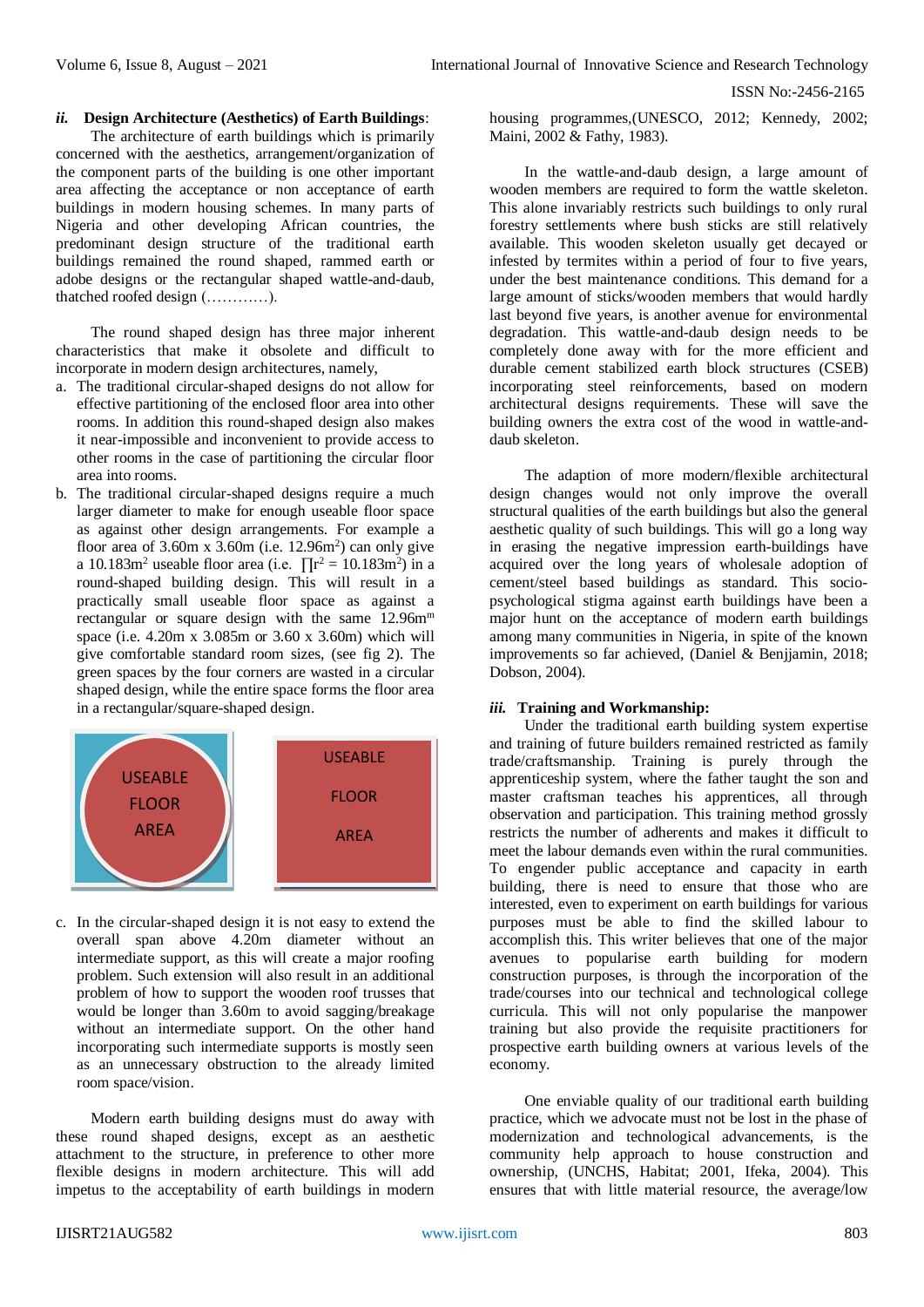***ii.* Design Architecture (Aesthetics) of Earth Buildings**:

The architecture of earth buildings which is primarily concerned with the aesthetics, arrangement/organization of the component parts of the building is one other important area affecting the acceptance or non acceptance of earth buildings in modern housing schemes. In many parts of Nigeria and other developing African countries, the predominant design structure of the traditional earth buildings remained the round shaped, rammed earth or adobe designs or the rectangular shaped wattle-and-daub, thatched roofed design (…………).

The round shaped design has three major inherent characteristics that make it obsolete and difficult to incorporate in modern design architectures, namely,

a. The traditional circular-shaped designs do not allow for effective partitioning of the enclosed floor area into other rooms. In addition this round-shaped design also makes it near-impossible and inconvenient to provide access to other rooms in the case of partitioning the circular floor area into rooms.
b. The traditional circular-shaped designs require a much larger diameter to make for enough useable floor space as against other design arrangements. For example a floor area of 3.60m x 3.60m (i.e. $12.96m^2$) can only give a $10.183m^2$ useable floor area (i.e. $\prod r^2 = 10.183m^2$) in a round-shaped building design. This will result in a practically small useable floor space as against a rectangular or square design with the same $12.96m^m$ space (i.e. 4.20m x 3.085m or 3.60 x 3.60m) which will give comfortable standard room sizes, (see fig 2). The green spaces by the four corners are wasted in a circular shaped design, while the entire space forms the floor area in a rectangular/square-shaped design.

USEABLE FLOOR AREA | USEABLE FLOOR AREA

c. In the circular-shaped design it is not easy to extend the overall span above 4.20m diameter without an intermediate support, as this will create a major roofing problem. Such extension will also result in an additional problem of how to support the wooden roof trusses that would be longer than 3.60m to avoid sagging/breakage without an intermediate support. On the other hand incorporating such intermediate supports is mostly seen as an unnecessary obstruction to the already limited room space/vision.

Modern earth building designs must do away with these round shaped designs, except as an aesthetic attachment to the structure, in preference to other more flexible designs in modern architecture. This will add impetus to the acceptability of earth buildings in modern housing programmes,(UNESCO, 2012; Kennedy, 2002; Maini, 2002 & Fathy, 1983).

In the wattle-and-daub design, a large amount of wooden members are required to form the wattle skeleton. This alone invariably restricts such buildings to only rural forestry settlements where bush sticks are still relatively available. This wooden skeleton usually get decayed or infested by termites within a period of four to five years, under the best maintenance conditions. This demand for a large amount of sticks/wooden members that would hardly last beyond five years, is another avenue for environmental degradation. This wattle-and-daub design needs to be completely done away with for the more efficient and durable cement stabilized earth block structures (CSEB) incorporating steel reinforcements, based on modern architectural designs requirements. These will save the building owners the extra cost of the wood in wattle-and-daub skeleton.

The adaption of more modern/flexible architectural design changes would not only improve the overall structural qualities of the earth buildings but also the general aesthetic quality of such buildings. This will go a long way in erasing the negative impression earth-buildings have acquired over the long years of wholesale adoption of cement/steel based buildings as standard. This socio-psychological stigma against earth buildings have been a major hunt on the acceptance of modern earth buildings among many communities in Nigeria, in spite of the known improvements so far achieved, (Daniel & Benjjamin, 2018; Dobson, 2004).

***iii.* Training and Workmanship:**

Under the traditional earth building system expertise and training of future builders remained restricted as family trade/craftsmanship. Training is purely through the apprenticeship system, where the father taught the son and master craftsman teaches his apprentices, all through observation and participation. This training method grossly restricts the number of adherents and makes it difficult to meet the labour demands even within the rural communities. To engender public acceptance and capacity in earth building, there is need to ensure that those who are interested, even to experiment on earth buildings for various purposes must be able to find the skilled labour to accomplish this. This writer believes that one of the major avenues to popularise earth building for modern construction purposes, is through the incorporation of the trade/courses into our technical and technological college curricula. This will not only popularise the manpower training but also provide the requisite practitioners for prospective earth building owners at various levels of the economy.

One enviable quality of our traditional earth building practice, which we advocate must not be lost in the phase of modernization and technological advancements, is the community help approach to house construction and ownership, (UNCHS, Habitat; 2001, Ifeka, 2004). This ensures that with little material resource, the average/low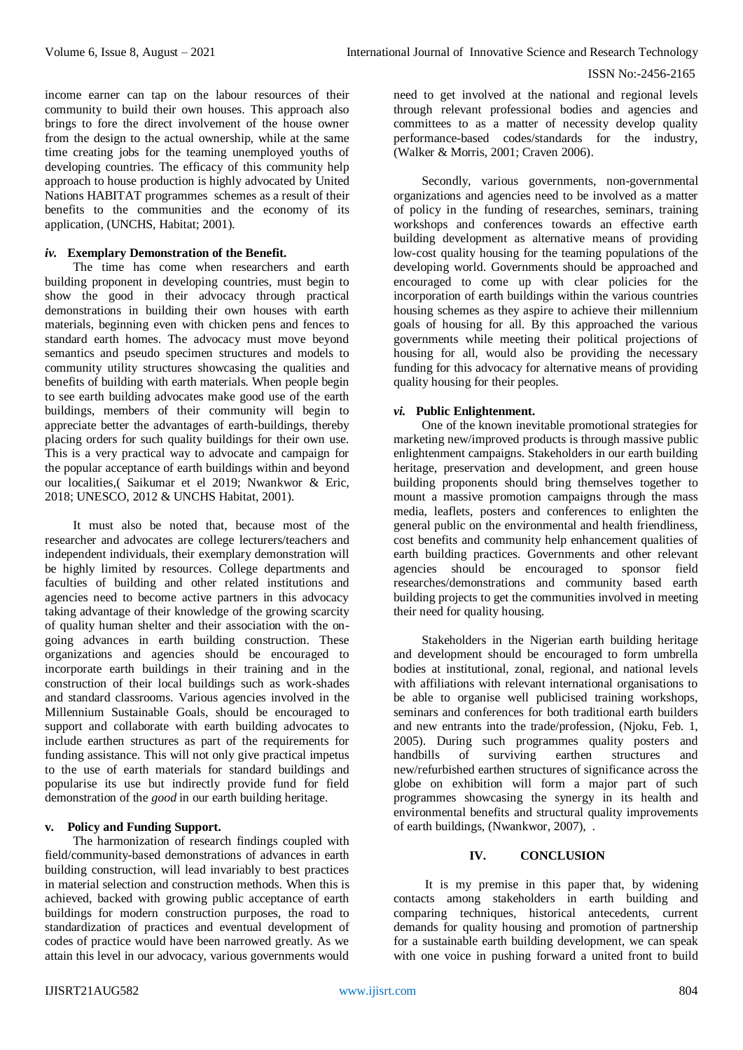income earner can tap on the labour resources of their community to build their own houses. This approach also brings to fore the direct involvement of the house owner from the design to the actual ownership, while at the same time creating jobs for the teaming unemployed youths of developing countries. The efficacy of this community help approach to house production is highly advocated by United Nations HABITAT programmes schemes as a result of their benefits to the communities and the economy of its application, (UNCHS, Habitat; 2001).

### *iv.* Exemplary Demonstration of the Benefit.

The time has come when researchers and earth building proponent in developing countries, must begin to show the good in their advocacy through practical demonstrations in building their own houses with earth materials, beginning even with chicken pens and fences to standard earth homes. The advocacy must move beyond semantics and pseudo specimen structures and models to community utility structures showcasing the qualities and benefits of building with earth materials. When people begin to see earth building advocates make good use of the earth buildings, members of their community will begin to appreciate better the advantages of earth-buildings, thereby placing orders for such quality buildings for their own use. This is a very practical way to advocate and campaign for the popular acceptance of earth buildings within and beyond our localities,( Saikumar et el 2019; Nwankwor & Eric, 2018; UNESCO, 2012 & UNCHS Habitat, 2001).

It must also be noted that, because most of the researcher and advocates are college lecturers/teachers and independent individuals, their exemplary demonstration will be highly limited by resources. College departments and faculties of building and other related institutions and agencies need to become active partners in this advocacy taking advantage of their knowledge of the growing scarcity of quality human shelter and their association with the on-going advances in earth building construction. These organizations and agencies should be encouraged to incorporate earth buildings in their training and in the construction of their local buildings such as work-shades and standard classrooms. Various agencies involved in the Millennium Sustainable Goals, should be encouraged to support and collaborate with earth building advocates to include earthen structures as part of the requirements for funding assistance. This will not only give practical impetus to the use of earth materials for standard buildings and popularise its use but indirectly provide fund for field demonstration of the *good* in our earth building heritage.

### v. Policy and Funding Support.

The harmonization of research findings coupled with field/community-based demonstrations of advances in earth building construction, will lead invariably to best practices in material selection and construction methods. When this is achieved, backed with growing public acceptance of earth buildings for modern construction purposes, the road to standardization of practices and eventual development of codes of practice would have been narrowed greatly. As we attain this level in our advocacy, various governments would need to get involved at the national and regional levels through relevant professional bodies and agencies and committees to as a matter of necessity develop quality performance-based codes/standards for the industry, (Walker & Morris, 2001; Craven 2006).

Secondly, various governments, non-governmental organizations and agencies need to be involved as a matter of policy in the funding of researches, seminars, training workshops and conferences towards an effective earth building development as alternative means of providing low-cost quality housing for the teaming populations of the developing world. Governments should be approached and encouraged to come up with clear policies for the incorporation of earth buildings within the various countries housing schemes as they aspire to achieve their millennium goals of housing for all. By this approached the various governments while meeting their political projections of housing for all, would also be providing the necessary funding for this advocacy for alternative means of providing quality housing for their peoples.

### *vi.* Public Enlightenment.

One of the known inevitable promotional strategies for marketing new/improved products is through massive public enlightenment campaigns. Stakeholders in our earth building heritage, preservation and development, and green house building proponents should bring themselves together to mount a massive promotion campaigns through the mass media, leaflets, posters and conferences to enlighten the general public on the environmental and health friendliness, cost benefits and community help enhancement qualities of earth building practices. Governments and other relevant agencies should be encouraged to sponsor field researches/demonstrations and community based earth building projects to get the communities involved in meeting their need for quality housing.

Stakeholders in the Nigerian earth building heritage and development should be encouraged to form umbrella bodies at institutional, zonal, regional, and national levels with affiliations with relevant international organisations to be able to organise well publicised training workshops, seminars and conferences for both traditional earth builders and new entrants into the trade/profession, (Njoku, Feb. 1, 2005). During such programmes quality posters and handbills of surviving earthen structures and new/refurbished earthen structures of significance across the globe on exhibition will form a major part of such programmes showcasing the synergy in its health and environmental benefits and structural quality improvements of earth buildings, (Nwankwor, 2007), .

## IV. CONCLUSION

It is my premise in this paper that, by widening contacts among stakeholders in earth building and comparing techniques, historical antecedents, current demands for quality housing and promotion of partnership for a sustainable earth building development, we can speak with one voice in pushing forward a united front to build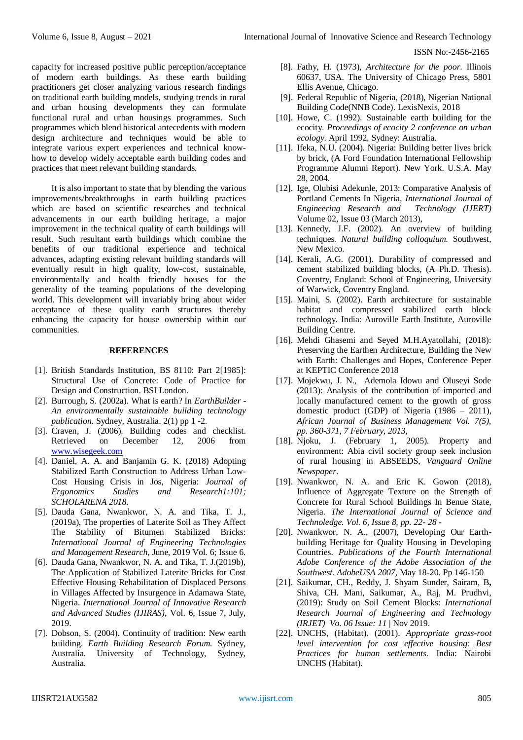capacity for increased positive public perception/acceptance of modern earth buildings. As these earth building practitioners get closer analyzing various research findings on traditional earth building models, studying trends in rural and urban housing developments they can formulate functional rural and urban housings programmes. Such programmes which blend historical antecedents with modern design architecture and techniques would be able to integrate various expert experiences and technical know-how to develop widely acceptable earth building codes and practices that meet relevant building standards.

It is also important to state that by blending the various improvements/breakthroughs in earth building practices which are based on scientific researches and technical advancements in our earth building heritage, a major improvement in the technical quality of earth buildings will result. Such resultant earth buildings which combine the benefits of our traditional experience and technical advances, adapting existing relevant building standards will eventually result in high quality, low-cost, sustainable, environmentally and health friendly houses for the generality of the teaming populations of the developing world. This development will invariably bring about wider acceptance of these quality earth structures thereby enhancing the capacity for house ownership within our communities.

## REFERENCES

[1]. British Standards Institution, BS 8110: Part 2[1985]: Structural Use of Concrete: Code of Practice for Design and Construction. BSI London.

[2]. Burrough, S. (2002a). What is earth? In *EarthBuilder - An environmentally sustainable building technology publication.* Sydney, Australia. 2(1) pp 1 -2.

[3]. Craven, J. (2006). Building codes and checklist. Retrieved on December 12, 2006 from www.wisegeek.com

[4]. Daniel, A. A. and Banjamin G. K. (2018) Adopting Stabilized Earth Construction to Address Urban Low-Cost Housing Crisis in Jos, Nigeria: *Journal of Ergonomics Studies and Research1:101; SCHOLARENA 2018.*

[5]. Dauda Gana, Nwankwor, N. A. and Tika, T. J., (2019a), The properties of Laterite Soil as They Affect The Stability of Bitumen Stabilized Bricks: *International Journal of Engineering Technologies and Management Research*, June, 2019 Vol. 6; Issue 6.

[6]. Dauda Gana, Nwankwor, N. A. and Tika, T. J.(2019b), The Application of Stabilized Laterite Bricks for Cost Effective Housing Rehabilitation of Displaced Persons in Villages Affected by Insurgence in Adamawa State, Nigeria. *International Journal of Innovative Research and Advanced Studies (IJIRAS)*, Vol. 6, Issue 7, July, 2019.

[7]. Dobson, S. (2004). Continuity of tradition: New earth building. *Earth Building Research Forum.* Sydney, Australia. University of Technology, Sydney, Australia.

[8]. Fathy, H. (1973), *Architecture for the poor.* Illinois 60637, USA. The University of Chicago Press, 5801 Ellis Avenue, Chicago.

[9]. Federal Republic of Nigeria, (2018), Nigerian National Building Code(NNB Code). LexisNexis, 2018

[10]. Howe, C. (1992). Sustainable earth building for the ecocity. *Proceedings of ecocity 2 conference on urban ecology.* April 1992, Sydney: Australia.

[11]. Ifeka, N.U. (2004). Nigeria: Building better lives brick by brick, (A Ford Foundation International Fellowship Programme Alumni Report). New York. U.S.A. May 28, 2004.

[12]. Ige, Olubisi Adekunle, 2013: Comparative Analysis of Portland Cements In Nigeria, *International Journal of Engineering Research and Technology (IJERT)* Volume 02, Issue 03 (March 2013),

[13]. Kennedy, J.F. (2002). An overview of building techniques. *Natural building colloquium.* Southwest, New Mexico.

[14]. Kerali, A.G. (2001). Durability of compressed and cement stabilized building blocks, (A Ph.D. Thesis). Coventry, England: School of Engineering, University of Warwick, Coventry England.

[15]. Maini, S. (2002). Earth architecture for sustainable habitat and compressed stabilized earth block technology. India: Auroville Earth Institute, Auroville Building Centre.

[16]. Mehdi Ghasemi and Seyed M.H.Ayatollahi, (2018): Preserving the Earthen Architecture, Building the New with Earth: Challenges and Hopes, Conference Peper at KEPTIC Conference 2018

[17]. Mojekwu, J. N., Ademola Idowu and Oluseyi Sode (2013): Analysis of the contribution of imported and locally manufactured cement to the growth of gross domestic product (GDP) of Nigeria (1986 – 2011), *African Journal of Business Management Vol. 7(5), pp. 360-371, 7 February, 2013,*

[18]. Njoku, J. (February 1, 2005). Property and environment: Abia civil society group seek inclusion of rural housing in ABSEEDS, *Vanguard Online Newspaper*.

[19]. Nwankwor, N. A. and Eric K. Gowon (2018), Influence of Aggregate Texture on the Strength of Concrete for Rural School Buildings In Benue State, Nigeria. *The International Journal of Science and Technoledge. Vol. 6, Issue 8, pp. 22- 28 -*

[20]. Nwankwor, N. A., (2007), Developing Our Earth-building Heritage for Quality Housing in Developing Countries. *Publications of the Fourth International Adobe Conference of the Adobe Association of the Southwest. AdobeUSA 2007,* May 18-20. Pp 146-150

[21]. Saikumar, CH., Reddy, J. Shyam Sunder, Sairam, B**,** Shiva, CH. Mani, Saikumar, A., Raj, M. Prudhvi, (2019): Study on Soil Cement Blocks: *International Research Journal of Engineering and Technology (IRJET) Vo. 06 Issue: 11* | Nov 2019.

[22]. UNCHS, (Habitat). (2001). *Appropriate grass-root level intervention for cost effective housing: Best Practices for human settlements.* India: Nairobi UNCHS (Habitat).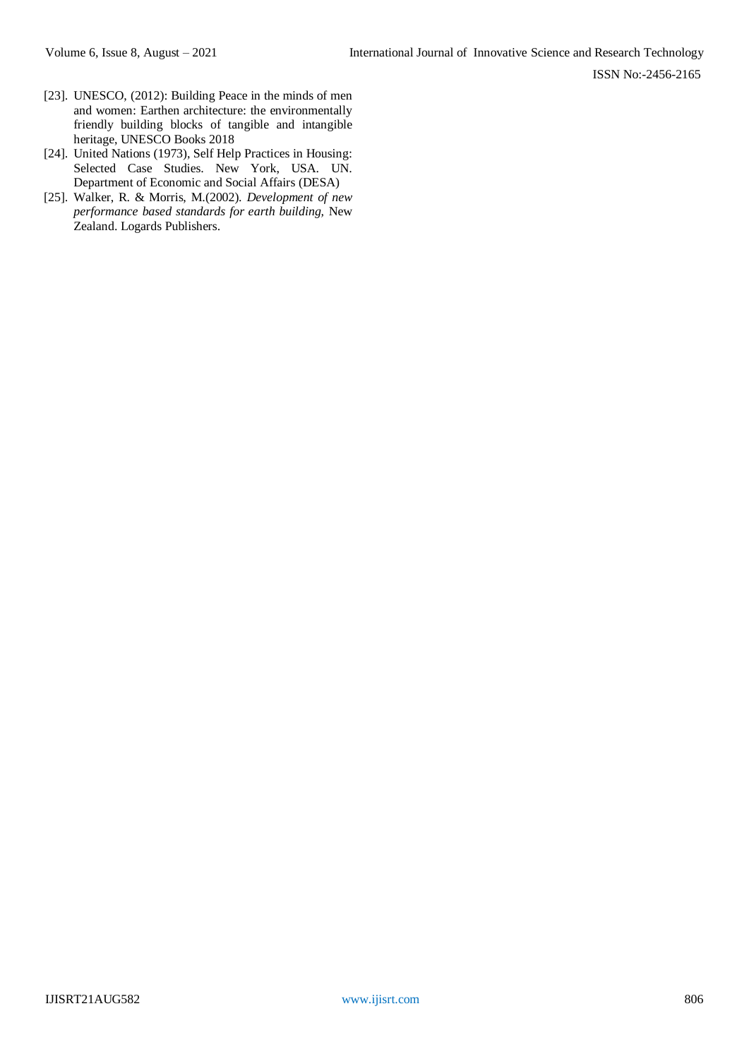[23]. UNESCO, (2012): Building Peace in the minds of men and women: Earthen architecture: the environmentally friendly building blocks of tangible and intangible heritage, UNESCO Books 2018

[24]. United Nations (1973), Self Help Practices in Housing: Selected Case Studies. New York, USA. UN. Department of Economic and Social Affairs (DESA)

[25]. Walker, R. & Morris, M.(2002). *Development of new performance based standards for earth building,* New Zealand. Logards Publishers.